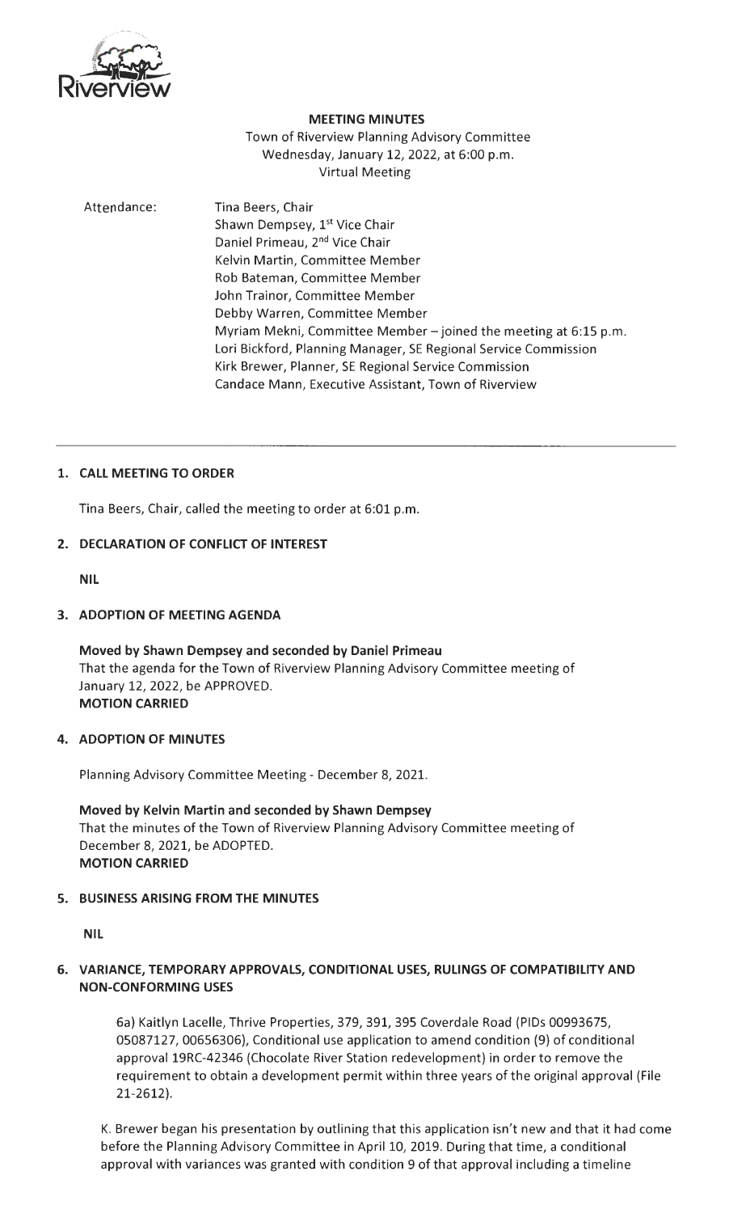Riverview

**MEETING MINUTES**

Town of Riverview Planning Advisory Committee
Wednesday, January 12, 2022, at 6:00 p.m.
Virtual Meeting

Attendance:
Tina Beers, Chair
Shawn Dempsey, 1st Vice Chair
Daniel Primeau, 2nd Vice Chair
Kelvin Martin, Committee Member
Rob Bateman, Committee Member
John Trainor, Committee Member
Debby Warren, Committee Member
Myriam Mekni, Committee Member – joined the meeting at 6:15 p.m.
Lori Bickford, Planning Manager, SE Regional Service Commission
Kirk Brewer, Planner, SE Regional Service Commission
Candace Mann, Executive Assistant, Town of Riverview

---

## 1. CALL MEETING TO ORDER

Tina Beers, Chair, called the meeting to order at 6:01 p.m.

## 2. DECLARATION OF CONFLICT OF INTEREST

**NIL**

## 3. ADOPTION OF MEETING AGENDA

**Moved by Shawn Dempsey and seconded by Daniel Primeau**
That the agenda for the Town of Riverview Planning Advisory Committee meeting of January 12, 2022, be APPROVED.
**MOTION CARRIED**

## 4. ADOPTION OF MINUTES

Planning Advisory Committee Meeting - December 8, 2021.

**Moved by Kelvin Martin and seconded by Shawn Dempsey**
That the minutes of the Town of Riverview Planning Advisory Committee meeting of December 8, 2021, be ADOPTED.
**MOTION CARRIED**

## 5. BUSINESS ARISING FROM THE MINUTES

**NIL**

## 6. VARIANCE, TEMPORARY APPROVALS, CONDITIONAL USES, RULINGS OF COMPATIBILITY AND NON-CONFORMING USES

6a) Kaitlyn Lacelle, Thrive Properties, 379, 391, 395 Coverdale Road (PIDs 00993675, 05087127, 00656306), Conditional use application to amend condition (9) of conditional approval 19RC-42346 (Chocolate River Station redevelopment) in order to remove the requirement to obtain a development permit within three years of the original approval (File 21-2612).

K. Brewer began his presentation by outlining that this application isn't new and that it had come before the Planning Advisory Committee in April 10, 2019. During that time, a conditional approval with variances was granted with condition 9 of that approval including a timeline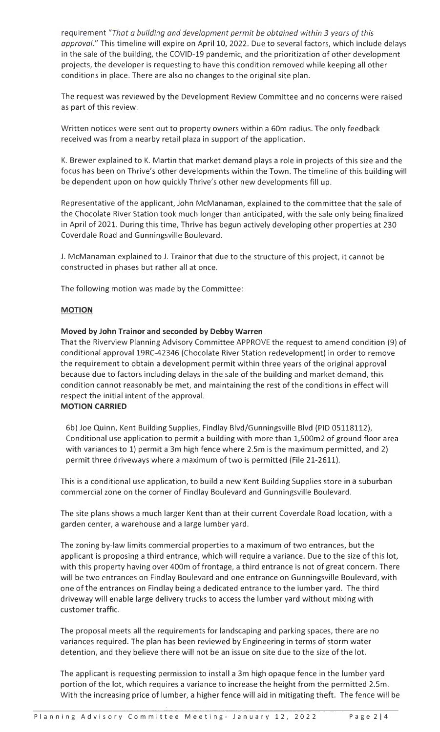requirement "*That a building and development permit be obtained within 3 years of this approval.*" This timeline will expire on April 10, 2022. Due to several factors, which include delays in the sale of the building, the COVID-19 pandemic, and the prioritization of other development projects, the developer is requesting to have this condition removed while keeping all other conditions in place. There are also no changes to the original site plan.

The request was reviewed by the Development Review Committee and no concerns were raised as part of this review.

Written notices were sent out to property owners within a 60m radius. The only feedback received was from a nearby retail plaza in support of the application.

K. Brewer explained to K. Martin that market demand plays a role in projects of this size and the focus has been on Thrive's other developments within the Town. The timeline of this building will be dependent upon on how quickly Thrive's other new developments fill up.

Representative of the applicant, John McManaman, explained to the committee that the sale of the Chocolate River Station took much longer than anticipated, with the sale only being finalized in April of 2021. During this time, Thrive has begun actively developing other properties at 230 Coverdale Road and Gunningsville Boulevard.

J. McManaman explained to J. Trainor that due to the structure of this project, it cannot be constructed in phases but rather all at once.

The following motion was made by the Committee:

**MOTION**

**Moved by John Trainor and seconded by Debby Warren**

That the Riverview Planning Advisory Committee APPROVE the request to amend condition (9) of conditional approval 19RC-42346 (Chocolate River Station redevelopment) in order to remove the requirement to obtain a development permit within three years of the original approval because due to factors including delays in the sale of the building and market demand, this condition cannot reasonably be met, and maintaining the rest of the conditions in effect will respect the initial intent of the approval.

**MOTION CARRIED**

6b) Joe Quinn, Kent Building Supplies, Findlay Blvd/Gunningsville Blvd (PID 05118112), Conditional use application to permit a building with more than 1,500m2 of ground floor area with variances to 1) permit a 3m high fence where 2.5m is the maximum permitted, and 2) permit three driveways where a maximum of two is permitted (File 21-2611).

This is a conditional use application, to build a new Kent Building Supplies store in a suburban commercial zone on the corner of Findlay Boulevard and Gunningsville Boulevard.

The site plans shows a much larger Kent than at their current Coverdale Road location, with a garden center, a warehouse and a large lumber yard.

The zoning by-law limits commercial properties to a maximum of two entrances, but the applicant is proposing a third entrance, which will require a variance. Due to the size of this lot, with this property having over 400m of frontage, a third entrance is not of great concern. There will be two entrances on Findlay Boulevard and one entrance on Gunningsville Boulevard, with one of the entrances on Findlay being a dedicated entrance to the lumber yard. The third driveway will enable large delivery trucks to access the lumber yard without mixing with customer traffic.

The proposal meets all the requirements for landscaping and parking spaces, there are no variances required. The plan has been reviewed by Engineering in terms of storm water detention, and they believe there will not be an issue on site due to the size of the lot.

The applicant is requesting permission to install a 3m high opaque fence in the lumber yard portion of the lot, which requires a variance to increase the height from the permitted 2.5m. With the increasing price of lumber, a higher fence will aid in mitigating theft. The fence will be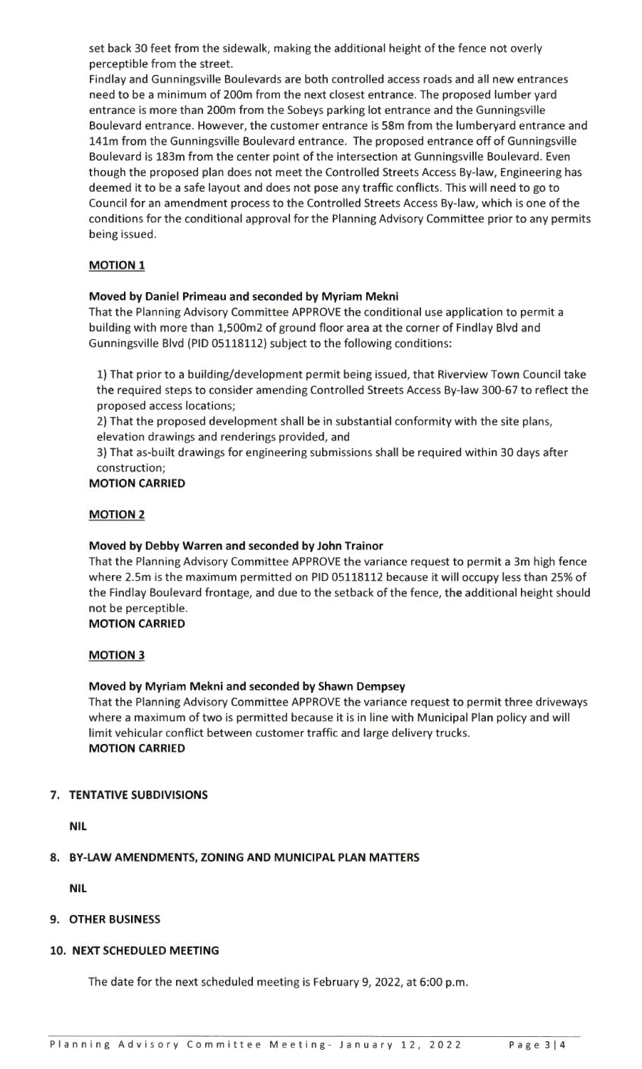set back 30 feet from the sidewalk, making the additional height of the fence not overly perceptible from the street.

Findlay and Gunningsville Boulevards are both controlled access roads and all new entrances need to be a minimum of 200m from the next closest entrance. The proposed lumber yard entrance is more than 200m from the Sobeys parking lot entrance and the Gunningsville Boulevard entrance. However, the customer entrance is 58m from the lumberyard entrance and 141m from the Gunningsville Boulevard entrance. The proposed entrance off of Gunningsville Boulevard is 183m from the center point of the intersection at Gunningsville Boulevard. Even though the proposed plan does not meet the Controlled Streets Access By-law, Engineering has deemed it to be a safe layout and does not pose any traffic conflicts. This will need to go to Council for an amendment process to the Controlled Streets Access By-law, which is one of the conditions for the conditional approval for the Planning Advisory Committee prior to any permits being issued.

**MOTION 1**

**Moved by Daniel Primeau and seconded by Myriam Mekni**

That the Planning Advisory Committee APPROVE the conditional use application to permit a building with more than 1,500m2 of ground floor area at the corner of Findlay Blvd and Gunningsville Blvd (PID 05118112) subject to the following conditions:

1) That prior to a building/development permit being issued, that Riverview Town Council take the required steps to consider amending Controlled Streets Access By-law 300-67 to reflect the proposed access locations;
2) That the proposed development shall be in substantial conformity with the site plans, elevation drawings and renderings provided, and
3) That as-built drawings for engineering submissions shall be required within 30 days after construction;

**MOTION CARRIED**

**MOTION 2**

**Moved by Debby Warren and seconded by John Trainor**

That the Planning Advisory Committee APPROVE the variance request to permit a 3m high fence where 2.5m is the maximum permitted on PID 05118112 because it will occupy less than 25% of the Findlay Boulevard frontage, and due to the setback of the fence, the additional height should not be perceptible.

**MOTION CARRIED**

**MOTION 3**

**Moved by Myriam Mekni and seconded by Shawn Dempsey**

That the Planning Advisory Committee APPROVE the variance request to permit three driveways where a maximum of two is permitted because it is in line with Municipal Plan policy and will limit vehicular conflict between customer traffic and large delivery trucks.

**MOTION CARRIED**

## 7. TENTATIVE SUBDIVISIONS

**NIL**

## 8. BY-LAW AMENDMENTS, ZONING AND MUNICIPAL PLAN MATTERS

**NIL**

## 9. OTHER BUSINESS

## 10. NEXT SCHEDULED MEETING

The date for the next scheduled meeting is February 9, 2022, at 6:00 p.m.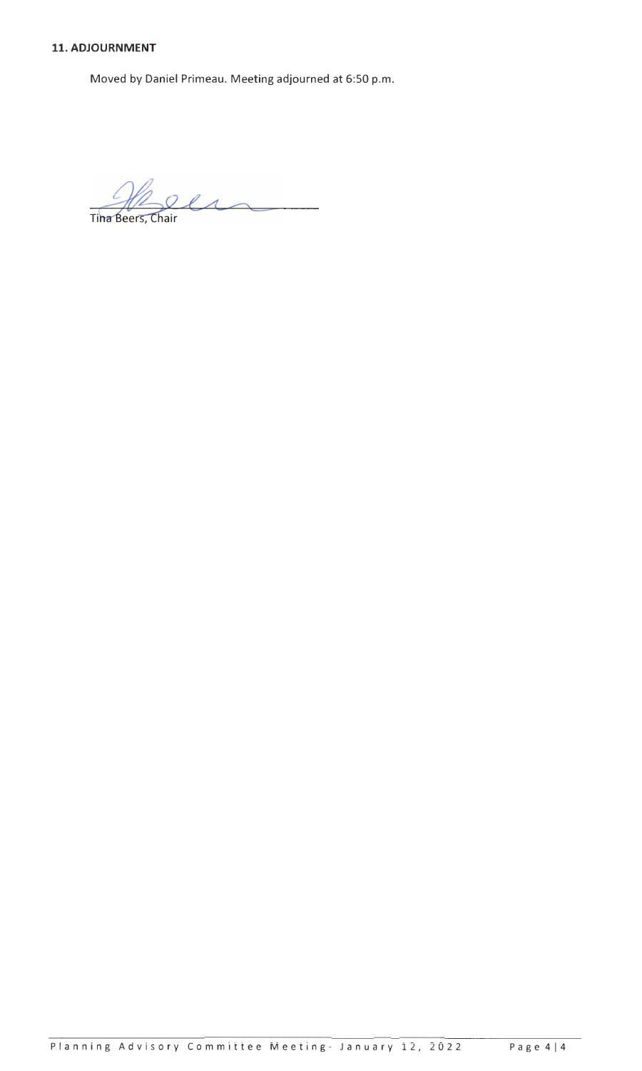## 11. ADJOURNMENT

Moved by Daniel Primeau. Meeting adjourned at 6:50 p.m.

Tina Beers, Chair